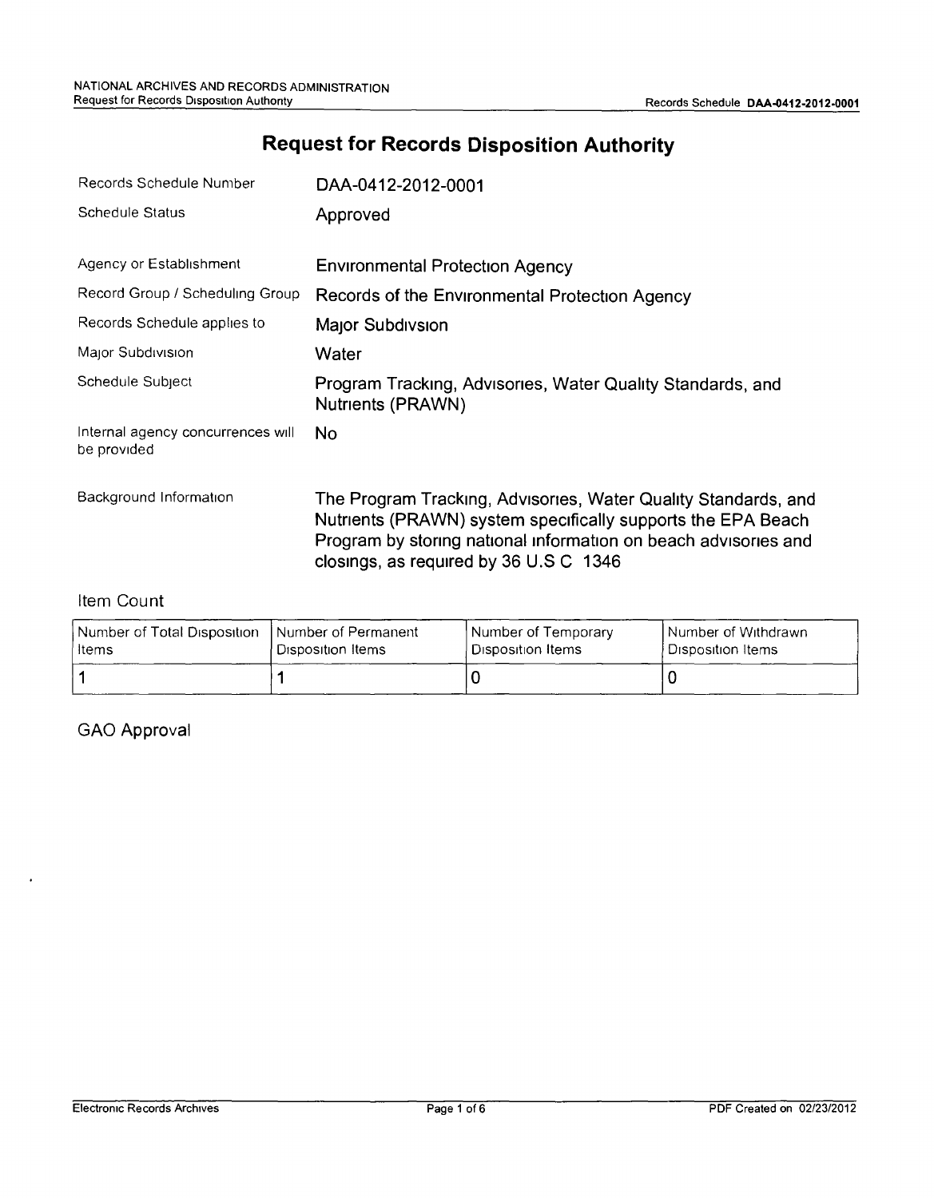# Request for Records Disposition Authority

| | |
|---|---|
| Records Schedule Number | DAA-0412-2012-0001 |
| Schedule Status | Approved |
| Agency or Establishment | Environmental Protection Agency |
| Record Group / Scheduling Group | Records of the Environmental Protection Agency |
| Records Schedule applies to | Major Subdivsion |
| Major Subdivision | Water |
| Schedule Subject | Program Tracking, Advisories, Water Quality Standards, and Nutrients (PRAWN) |
| Internal agency concurrences will be provided | No |
| Background Information | The Program Tracking, Advisories, Water Quality Standards, and Nutrients (PRAWN) system specifically supports the EPA Beach Program by storing national information on beach advisories and closings, as required by 36 U.S C 1346 |

## Item Count

| Number of Total Disposition Items | Number of Permanent Disposition Items | Number of Temporary Disposition Items | Number of Withdrawn Disposition Items |
|---|---|---|---|
| 1 | 1 | 0 | 0 |

## GAO Approval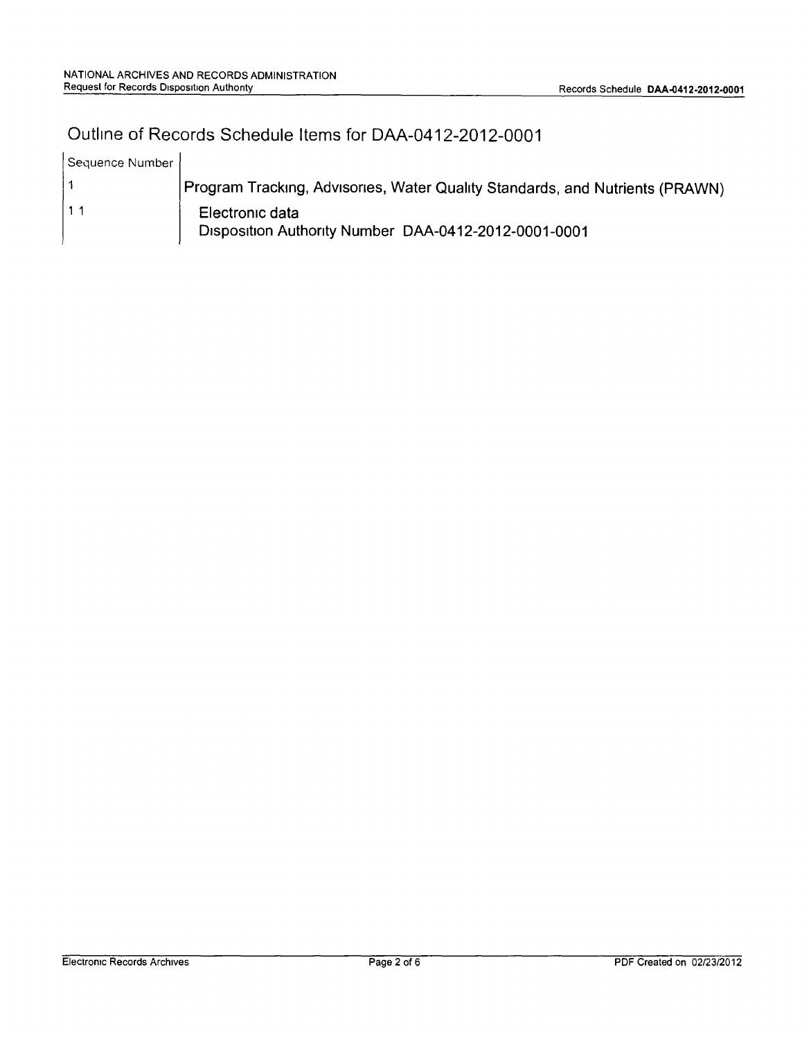# Outline of Records Schedule Items for DAA-0412-2012-0001

| Sequence Number | |
|---|---|
| 1 | Program Tracking, Advisories, Water Quality Standards, and Nutrients (PRAWN) |
| 1 1 | Electronic data<br>Disposition Authority Number DAA-0412-2012-0001-0001 |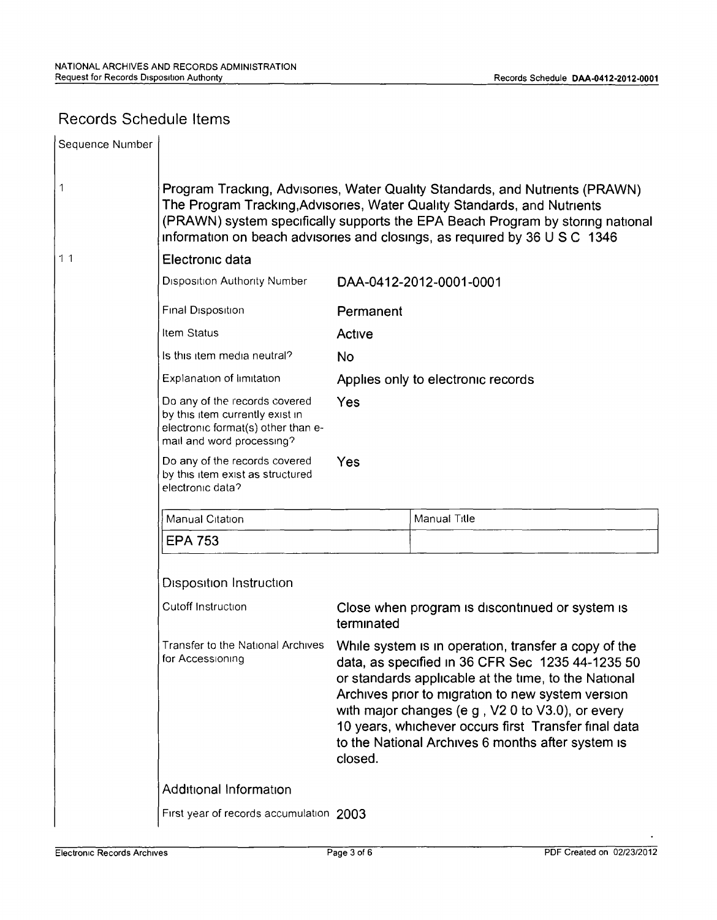## Records Schedule Items

| Sequence Number | |
|---|---|
| 1 | **Program Tracking, Advisories, Water Quality Standards, and Nutrients (PRAWN)** The Program Tracking,Advisories, Water Quality Standards, and Nutrients (PRAWN) system specifically supports the EPA Beach Program by storing national information on beach advisories and closings, as required by 36 U S C 1346 |
| 1 1 | **Electronic data** |

| | |
|---|---|
| Disposition Authority Number | DAA-0412-2012-0001-0001 |
| Final Disposition | Permanent |
| Item Status | Active |
| Is this item media neutral? | No |
| Explanation of limitation | Applies only to electronic records |
| Do any of the records covered by this item currently exist in electronic format(s) other than e-mail and word processing? | Yes |
| Do any of the records covered by this item exist as structured electronic data? | Yes |

| Manual Citation | Manual Title |
|---|---|
| EPA 753 | |

### Disposition Instruction

| | |
|---|---|
| Cutoff Instruction | Close when program is discontinued or system is terminated |
| Transfer to the National Archives for Accessioning | While system is in operation, transfer a copy of the data, as specified in 36 CFR Sec 1235 44-1235 50 or standards applicable at the time, to the National Archives prior to migration to new system version with major changes (e g , V2 0 to V3.0), or every 10 years, whichever occurs first Transfer final data to the National Archives 6 months after system is closed. |

### Additional Information

| | |
|---|---|
| First year of records accumulation | 2003 |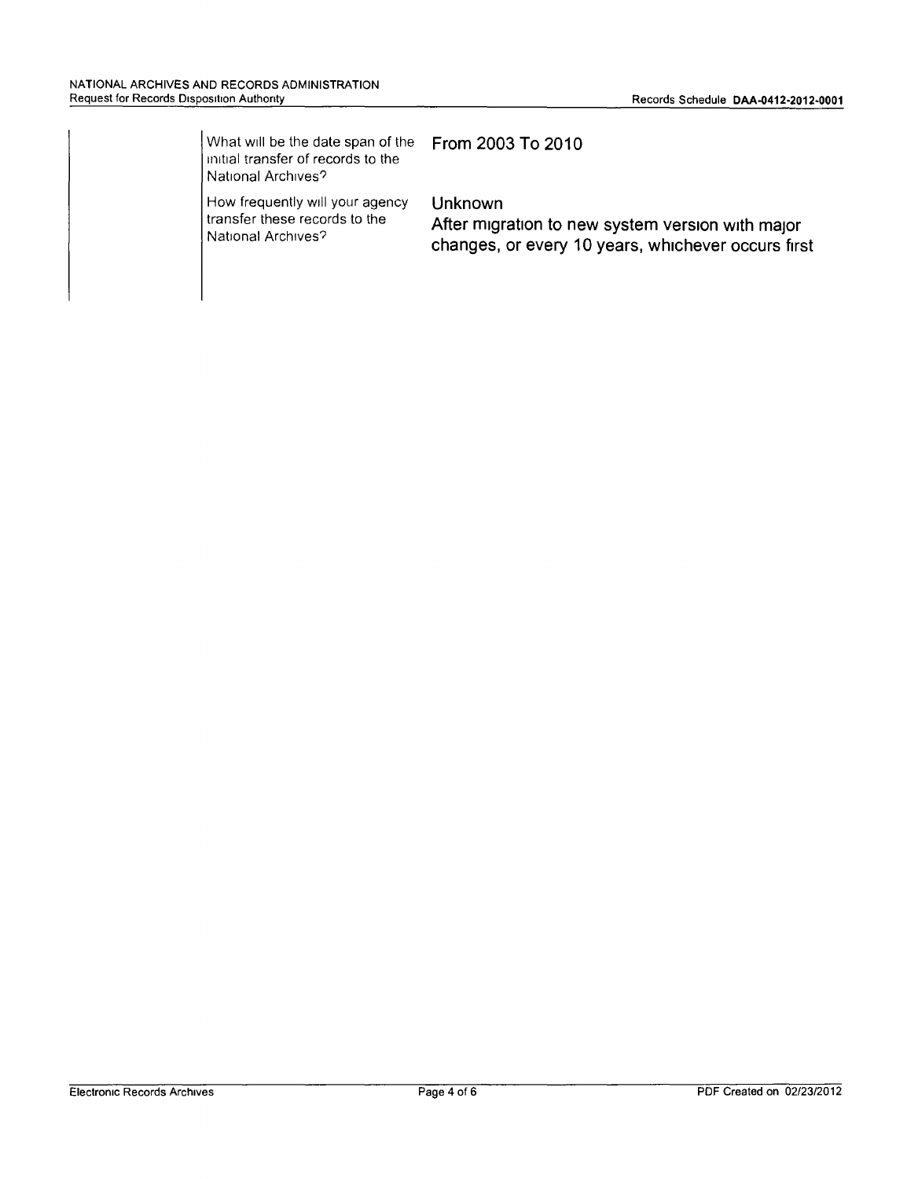| | |
|---|---|
| What will be the date span of the initial transfer of records to the National Archives? | From 2003 To 2010 |
| How frequently will your agency transfer these records to the National Archives? | Unknown<br>After migration to new system version with major changes, or every 10 years, whichever occurs first |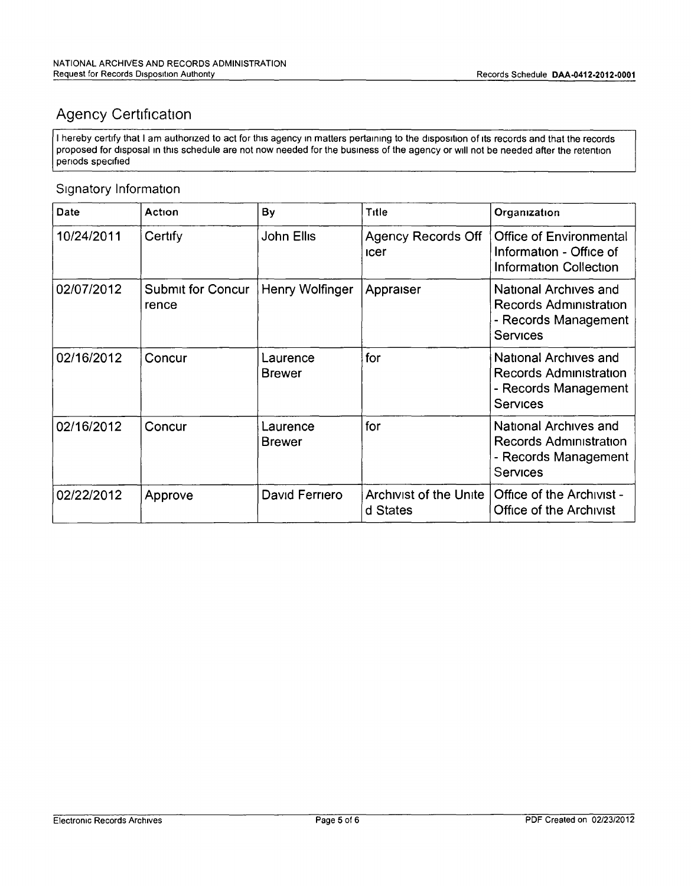## Agency Certification

I hereby certify that I am authorized to act for this agency in matters pertaining to the disposition of its records and that the records proposed for disposal in this schedule are not now needed for the business of the agency or will not be needed after the retention periods specified

### Signatory Information

| Date | Action | By | Title | Organization |
|---|---|---|---|---|
| 10/24/2011 | Certify | John Ellis | Agency Records Officer | Office of Environmental Information - Office of Information Collection |
| 02/07/2012 | Submit for Concurrence | Henry Wolfinger | Appraiser | National Archives and Records Administration - Records Management Services |
| 02/16/2012 | Concur | Laurence Brewer | for | National Archives and Records Administration - Records Management Services |
| 02/16/2012 | Concur | Laurence Brewer | for | National Archives and Records Administration - Records Management Services |
| 02/22/2012 | Approve | David Ferriero | Archivist of the United States | Office of the Archivist - Office of the Archivist |